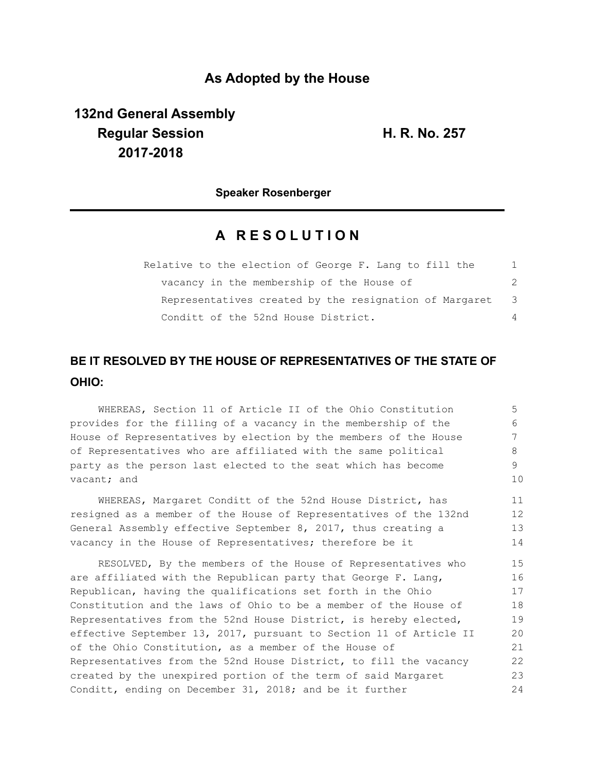## As Adopted by the House

**132nd General Assembly**
**Regular Session**
**2017-2018**

**H. R. No. 257**

**Speaker Rosenberger**

# A RESOLUTION

Relative to the election of George F. Lang to fill the vacancy in the membership of the House of Representatives created by the resignation of Margaret Conditt of the 52nd House District.

## BE IT RESOLVED BY THE HOUSE OF REPRESENTATIVES OF THE STATE OF OHIO:

WHEREAS, Section 11 of Article II of the Ohio Constitution provides for the filling of a vacancy in the membership of the House of Representatives by election by the members of the House of Representatives who are affiliated with the same political party as the person last elected to the seat which has become vacant; and

WHEREAS, Margaret Conditt of the 52nd House District, has resigned as a member of the House of Representatives of the 132nd General Assembly effective September 8, 2017, thus creating a vacancy in the House of Representatives; therefore be it

RESOLVED, By the members of the House of Representatives who are affiliated with the Republican party that George F. Lang, Republican, having the qualifications set forth in the Ohio Constitution and the laws of Ohio to be a member of the House of Representatives from the 52nd House District, is hereby elected, effective September 13, 2017, pursuant to Section 11 of Article II of the Ohio Constitution, as a member of the House of Representatives from the 52nd House District, to fill the vacancy created by the unexpired portion of the term of said Margaret Conditt, ending on December 31, 2018; and be it further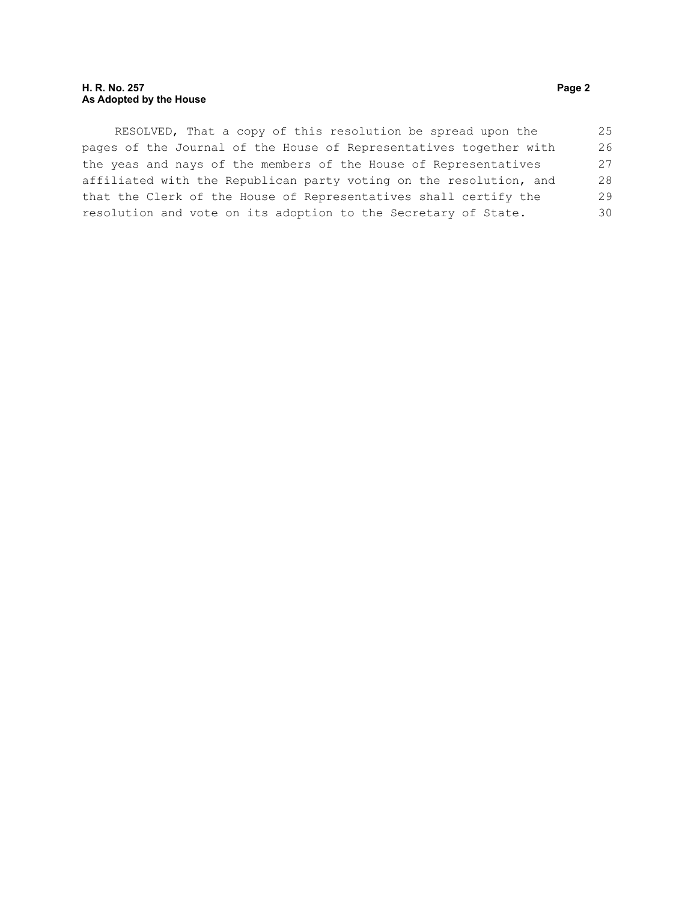RESOLVED, That a copy of this resolution be spread upon the pages of the Journal of the House of Representatives together with the yeas and nays of the members of the House of Representatives affiliated with the Republican party voting on the resolution, and that the Clerk of the House of Representatives shall certify the resolution and vote on its adoption to the Secretary of State.